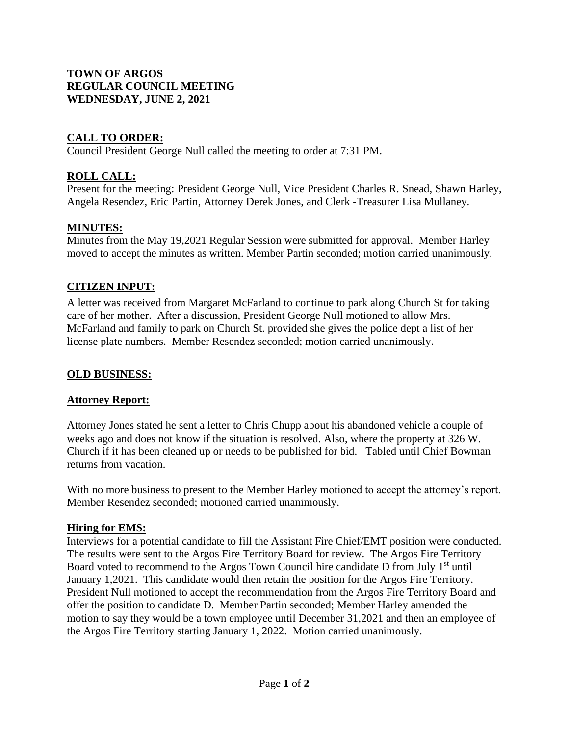**TOWN OF ARGOS**
**REGULAR COUNCIL MEETING**
**WEDNESDAY, JUNE 2, 2021**

## CALL TO ORDER:

Council President George Null called the meeting to order at 7:31 PM.

## ROLL CALL:

Present for the meeting: President George Null, Vice President Charles R. Snead, Shawn Harley, Angela Resendez, Eric Partin, Attorney Derek Jones, and Clerk -Treasurer Lisa Mullaney.

## MINUTES:

Minutes from the May 19,2021 Regular Session were submitted for approval. Member Harley moved to accept the minutes as written. Member Partin seconded; motion carried unanimously.

## CITIZEN INPUT:

A letter was received from Margaret McFarland to continue to park along Church St for taking care of her mother. After a discussion, President George Null motioned to allow Mrs. McFarland and family to park on Church St. provided she gives the police dept a list of her license plate numbers. Member Resendez seconded; motion carried unanimously.

## OLD BUSINESS:

### Attorney Report:

Attorney Jones stated he sent a letter to Chris Chupp about his abandoned vehicle a couple of weeks ago and does not know if the situation is resolved. Also, where the property at 326 W. Church if it has been cleaned up or needs to be published for bid. Tabled until Chief Bowman returns from vacation.

With no more business to present to the Member Harley motioned to accept the attorney's report. Member Resendez seconded; motioned carried unanimously.

### Hiring for EMS:

Interviews for a potential candidate to fill the Assistant Fire Chief/EMT position were conducted. The results were sent to the Argos Fire Territory Board for review. The Argos Fire Territory Board voted to recommend to the Argos Town Council hire candidate D from July 1st until January 1,2021. This candidate would then retain the position for the Argos Fire Territory. President Null motioned to accept the recommendation from the Argos Fire Territory Board and offer the position to candidate D. Member Partin seconded; Member Harley amended the motion to say they would be a town employee until December 31,2021 and then an employee of the Argos Fire Territory starting January 1, 2022. Motion carried unanimously.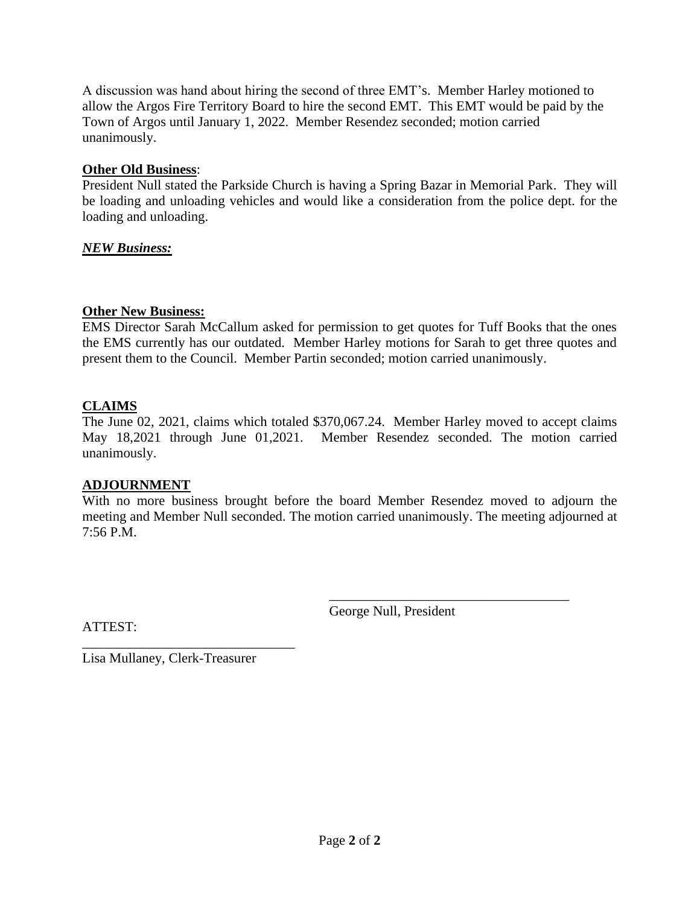A discussion was hand about hiring the second of three EMT's. Member Harley motioned to allow the Argos Fire Territory Board to hire the second EMT. This EMT would be paid by the Town of Argos until January 1, 2022. Member Resendez seconded; motion carried unanimously.

**Other Old Business**:

President Null stated the Parkside Church is having a Spring Bazar in Memorial Park. They will be loading and unloading vehicles and would like a consideration from the police dept. for the loading and unloading.

***NEW Business:***

**Other New Business:**

EMS Director Sarah McCallum asked for permission to get quotes for Tuff Books that the ones the EMS currently has our outdated. Member Harley motions for Sarah to get three quotes and present them to the Council. Member Partin seconded; motion carried unanimously.

**CLAIMS**

The June 02, 2021, claims which totaled $370,067.24. Member Harley moved to accept claims May 18,2021 through June 01,2021. Member Resendez seconded. The motion carried unanimously.

**ADJOURNMENT**

With no more business brought before the board Member Resendez moved to adjourn the meeting and Member Null seconded. The motion carried unanimously. The meeting adjourned at 7:56 P.M.

\_\_\_\_\_\_\_\_\_\_\_\_\_\_\_\_\_\_\_\_\_\_\_\_\_\_\_\_\_\_\_\_\_\_\_\_

George Null, President

ATTEST:

\_\_\_\_\_\_\_\_\_\_\_\_\_\_\_\_\_\_\_\_\_\_\_\_\_\_\_\_\_\_\_

Lisa Mullaney, Clerk-Treasurer